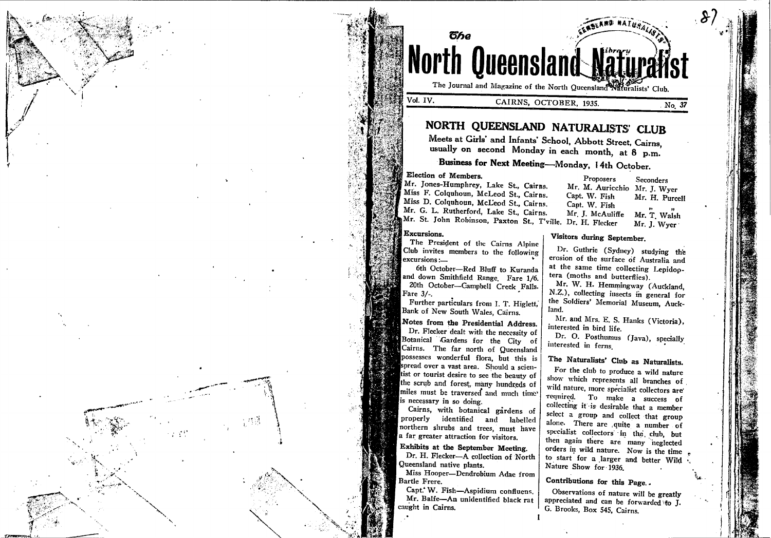# The North Queensland Naturalist

The Journal and Magazine of the North Queensland Naturalists' Club.

Vol. IV. CAIRNS, OCTOBER, 1935. No. 37

## NORTH QUEENSLAND NATURALISTS' CLUB

Meets at Girls' and Infants' School, Abbott Street, Cairns, usually on second Monday in each month, at 8 p.m.

### Business for Next Meeting—Monday, 14th October.

**Election of Members.**

| | Proposers | Seconders |
|---|---|---|
| Mr. Jones-Humphrey, Lake St., Cairns. | Mr. M. Auricchio | Mr. J. Wyer |
| Miss F. Colquhoun, McLeod St., Cairns. | Capt. W. Fish | Mr. H. Purcell |
| Miss D. Colquhoun, McLeod St., Cairns. | Capt. W. Fish | " " |
| Mr. G. L. Rutherford, Lake St., Cairns. | Mr. J. McAuliffe | Mr. T. Walsh |
| Mr. St. John Robinson, Paxton St., T'ville. | Dr. H. Flecker | Mr. J. Wyer |

**Excursions.**

The President of the Cairns Alpine Club invites members to the following excursions:—

6th October—Red Bluff to Kuranda and down Smithfield Range. Fare 1/6.

20th October—Campbell Creek Falls. Fare 3/-.

Further particulars from I. T. Higlett, Bank of New South Wales, Cairns.

**Notes from the Presidential Address.**

Dr. Flecker dealt with the necessity of Botanical Gardens for the City of Cairns. The far north of Queensland possesses wonderful flora, but this is spread over a vast area. Should a scientist or tourist desire to see the beauty of the scrub and forest, many hundreds of miles must be traversed and much time is necessary in so doing.

Cairns, with botanical gardens of properly identified and labelled northern shrubs and trees, must have a far greater attraction for visitors.

**Exhibits at the September Meeting.**

Dr. H. Flecker—A collection of North Queensland native plants.

Miss Hooper—Dendrobium Adae from Bartle Frere.

Capt. W. Fish—Aspidium confluens.

Mr. Balfe—An unidentified black rat caught in Cairns.

**Visitors during September.**

Dr. Guthrie (Sydney) studying the erosion of the surface of Australia and at the same time collecting Lepidoptera (moths and butterflies).

Mr. W. H. Hemmingway (Auckland, N.Z.), collecting insects in general for the Soldiers' Memorial Museum, Auckland.

Mr. and Mrs. E. S. Hanks (Victoria), interested in bird life.

Dr. O. Posthumus (Java), specially interested in ferns.

**The Naturalists' Club as Naturalists.**

For the club to produce a wild nature show which represents all branches of wild nature, more specialist collectors are required. To make a success of collecting it is desirable that a member select a group and collect that group alone. There are quite a number of specialist collectors in the club, but then again there are many neglected orders in wild nature. Now is the time to start for a larger and better Wild Nature Show for 1936.

**Contributions for this Page.**

Observations of nature will be greatly appreciated and can be forwarded to J. G. Brooks, Box 545, Cairns.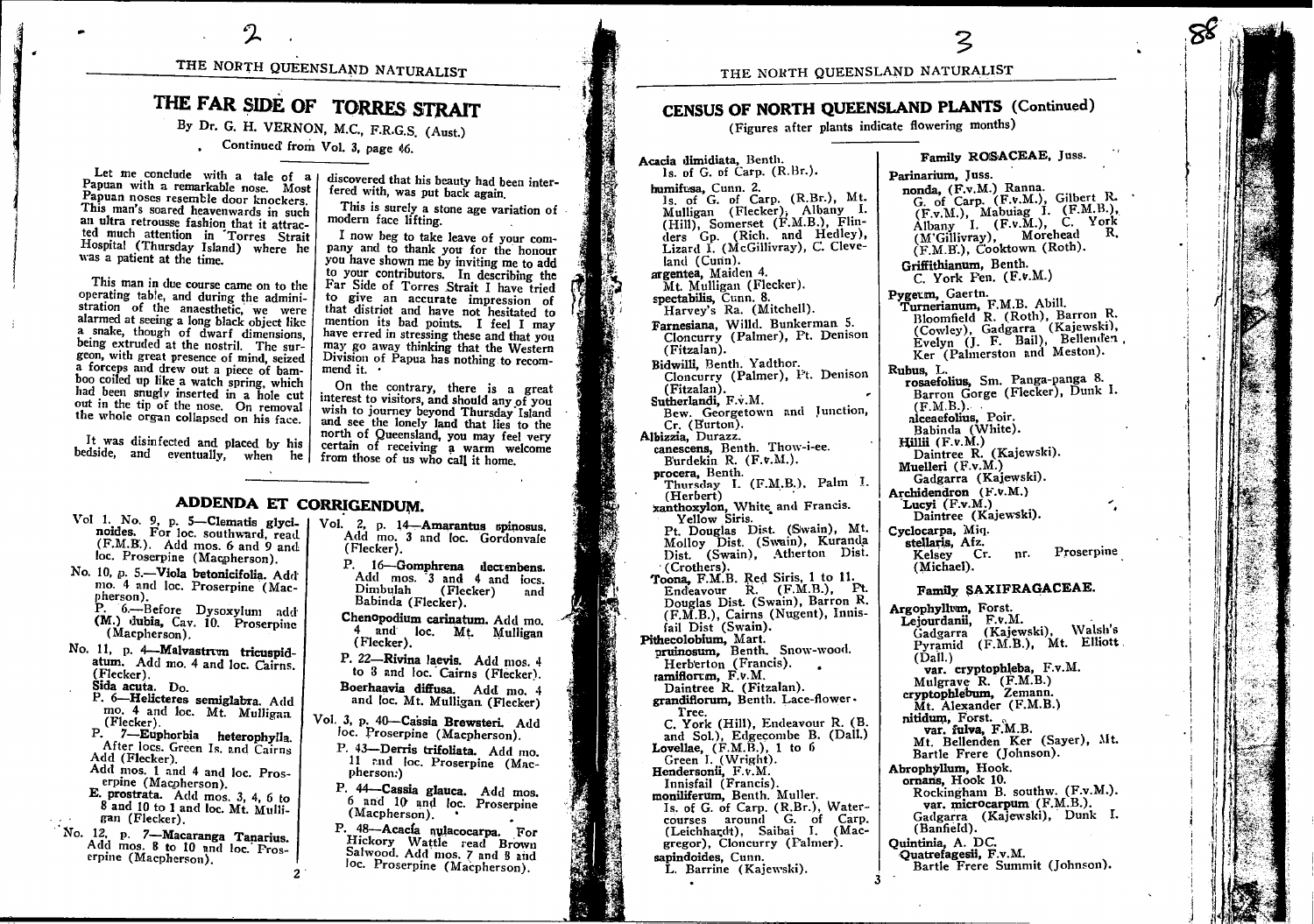# THE FAR SIDE OF TORRES STRAIT

By Dr. G. H. VERNON, M.C., F.R.G.S. (Aust.)

Continued from Vol. 3, page 46.

Let me conclude with a tale of a Papuan with a remarkable nose. Most Papuan noses resemble door knockers. This man's soared heavenwards in such an ultra retrousse fashion that it attracted much attention in Torres Strait Hospital (Thursday Island) where he was a patient at the time.

This man in due course came on to the operating table, and during the administration of the anaesthetic, we were alarmed at seeing a long black object like a snake, though of dwarf dimensions, being extruded at the nostril. The surgeon, with great presence of mind, seized a forceps and drew out a piece of bamboo coiled up like a watch spring, which had been snugly inserted in a hole cut out in the tip of the nose. On removal the whole organ collapsed on his face.

It was disinfected and placed by his bedside, and eventually, when he discovered that his beauty had been interfered with, was put back again.

This is surely a stone age variation of modern face lifting.

I now beg to take leave of your company and to thank you for the honour you have shown me by inviting me to add to your contributors. In describing the Far Side of Torres Strait I have tried to give an accurate impression of that district and have not hesitated to mention its bad points. I feel I may have erred in stressing these and that you may go away thinking that the Western Division of Papua has nothing to recommend it.

On the contrary, there is a great interest to visitors, and should any of you wish to journey beyond Thursday Island and see the lonely land that lies to the north of Queensland, you may feel very certain of receiving a warm welcome from those of us who call it home.

## ADDENDA ET CORRIGENDUM.

Vol 1. No. 9, p. 5—**Clematis glycinoides.** For loc. southward, read (F.M.B.). Add mos. 6 and 9 and loc. Proserpine (Macpherson).

No. 10, p. 5.—**Viola betonicifolia.** Add mo. 4 and loc. Proserpine (Macpherson).

P. 6.—Before Dysoxylum add **(M.) dubia,** Cav. 10. Proserpine (Macpherson).

No. 11, p. 4—**Malvastrum tricuspidatum.** Add mo. 4 and loc. Cairns. (Flecker).

**Sida acuta.** Do.

P. 6—**Helicteres semiglabra.** Add mo. 4 and loc. Mt. Mulligan (Flecker).

P. 7—**Euphorbia heterophylla.** After locs. Green Is. and Cairns Add (Flecker).

Add mos. 1 and 4 and loc. Proserpine (Macpherson).

**E. prostrata.** Add mos. 3, 4, 6 to 8 and 10 to 1 and loc. Mt. Mulligan (Flecker).

No. 12, p. 7—**Macaranga Tanarius.** Add mos. 8 to 10 and loc. Proserpine (Macpherson).

Vol. 2, p. 14—**Amarantus spinosus.** Add mo. 3 and loc. Gordonvale (Flecker).

P. 16—**Gomphrena decumbens.** Add mos. 3 and 4 and locs. Dimbulah (Flecker) and Babinda (Flecker).

**Chenopodium carinatum.** Add mo. 4 and loc. Mt. Mulligan (Flecker).

P. 22—**Rivina laevis.** Add mos. 4 to 8 and loc. Cairns (Flecker).

**Boerhaavia diffusa.** Add mo. 4 and loc. Mt. Mulligan (Flecker)

Vol. 3, p. 40—**Cassia Brewsteri.** Add loc. Proserpine (Macpherson).

P. 43—**Derris trifoliata.** Add mo. 11 and loc. Proserpine (Macpherson.)

P. 44—**Cassia glauca.** Add mos. 6 and 10 and loc. Proserpine (Macpherson).

P. 48—**Acacia aulacocarpa.** For Hickory Wattle read Brown Salwood. Add mos. 7 and 8 and loc. Proserpine (Macpherson).

# CENSUS OF NORTH QUEENSLAND PLANTS (Continued)

(Figures after plants indicate flowering months)

**Acacia dimidiata,** Benth.
Is. of G. of Carp. (R.Br.).

**humifusa,** Cunn. 2.
Is. of G. of Carp. (R.Br.), Mt. Mulligan (Flecker), Albany I. (Hill), Somerset (F.M.B.), Flinders Gp. (Rich. and Hedley), Lizard I. (McGillivray), C. Cleveland (Cunn).

**argentea,** Maiden 4.
Mt. Mulligan (Flecker).

**spectabilis,** Cunn. 8.
Harvey's Ra. (Mitchell).

**Farnesiana,** Willd. Bunkerman 5.
Cloncurry (Palmer), Pt. Denison (Fitzalan).

**Bidwilli,** Benth. Yadthor.
Cloncurry (Palmer), Pt. Denison (Fitzalan).

**Sutherlandi,** F.v.M.
Bew. Georgetown and Junction, Cr. (Burton).

**Albizzia,** Durazz.

**canescens,** Benth. Thow-i-ee.
Burdekin R. (F.v.M.).

**procera,** Benth.
Thursday I. (F.M.B.), Palm I. (Herbert)

**xanthoxylon,** White and Francis. Yellow Siris.
Pt. Douglas Dist. (Swain), Mt. Molloy Dist. (Swain), Kuranda Dist. (Swain), Atherton Dist. (Crothers).

**Toona,** F.M.B. Red Siris, 1 to 11.
Endeavour R. (F.M.B.), Pt. Douglas Dist. (Swain), Barron R. (F.M.B.), Cairns (Nugent), Innisfail Dist (Swain).

**Pithecolobium,** Mart.

**pruinosum,** Benth. Snow-wood.
Herberton (Francis).

**ramiflorum,** F.v.M.
Daintree R. (Fitzalan).

**grandiflorum,** Benth. Lace-flower Tree.
C. York (Hill), Endeavour R. (B. and Sol.), Edgecombe B. (Dall.)

**Lovellae,** (F.M.B.), 1 to 6
Green I. (Wright).

**Hendersonii,** F.v.M.
Innisfail (Francis).

**moniliferum,** Benth. Muller.
Is. of G. of Carp. (R.Br.), Watercourses around G. of Carp. (Leichhardt), Saibai I. (Macgregor), Cloncurry (Palmer).

**sapindoides,** Cunn.
L. Barrine (Kajewski).

### Family ROSACEAE, Juss.

**Parinarium,** Juss.

**nonda,** (F.v.M.) Ranna.
G. of Carp. (F.v.M.), Gilbert R. (F.v.M.), Mabuiag I. (F.M.B.), Albany I. (F.v.M.), C. York (M'Gillivray), Morehead R. (F.M.B.), Cooktown (Roth).

**Griffithianum,** Benth.
C. York Pen. (F.v.M.)

**Pygeum,** Gaertn.

**Turnerianum,** F.M.B. Abill.
Bloomfield R. (Roth), Barron R. (Cowley), Gadgarra (Kajewski), Evelyn (J. F. Bail), Bellenden Ker (Palmerston and Meston).

**Rubus,** L.

**rosaefolius,** Sm. Panga-panga 8.
Barron Gorge (Flecker), Dunk I. (F.M.B.).

**alceaefolius,** Poir.
Babinda (White).

**Hillii** (F.v.M.)
Daintree R. (Kajewski).

**Muelleri** (F.v.M.)
Gadgarra (Kajewski).

**Archidendron** (F.v.M.)

**Lucyi** (F.v.M.)
Daintree (Kajewski).

**Cyclocarpa,** Miq.

**stellaris,** Afz.
Kelsey Cr. nr. Proserpine (Michael).

### Family SAXIFRAGACEAE.

**Argophyllum,** Forst.

**Lejourdanii,** F.v.M.
Gadgarra (Kajewski), Walsh's Pyramid (F.M.B.), Mt. Elliott (Dall.)

**var. cryptophleba,** F.v.M.
Mulgrave R. (F.M.B.)

**cryptophlebum,** Zemann.
Mt. Alexander (F.M.B.)

**nitidum,** Forst.

**var. fulva,** F.M.B.
Mt. Bellenden Ker (Sayer), Mt. Bartle Frere (Johnson).

**Abrophyllum,** Hook.

**ornans,** Hook 10.
Rockingham B. southw. (F.v.M.).

**var. microcarpum** (F.M.B.).
Gadgarra (Kajewski), Dunk I. (Banfield).

**Quintinia,** A. DC.

**Quatrefagesii,** F.v.M.
Bartle Frere Summit (Johnson).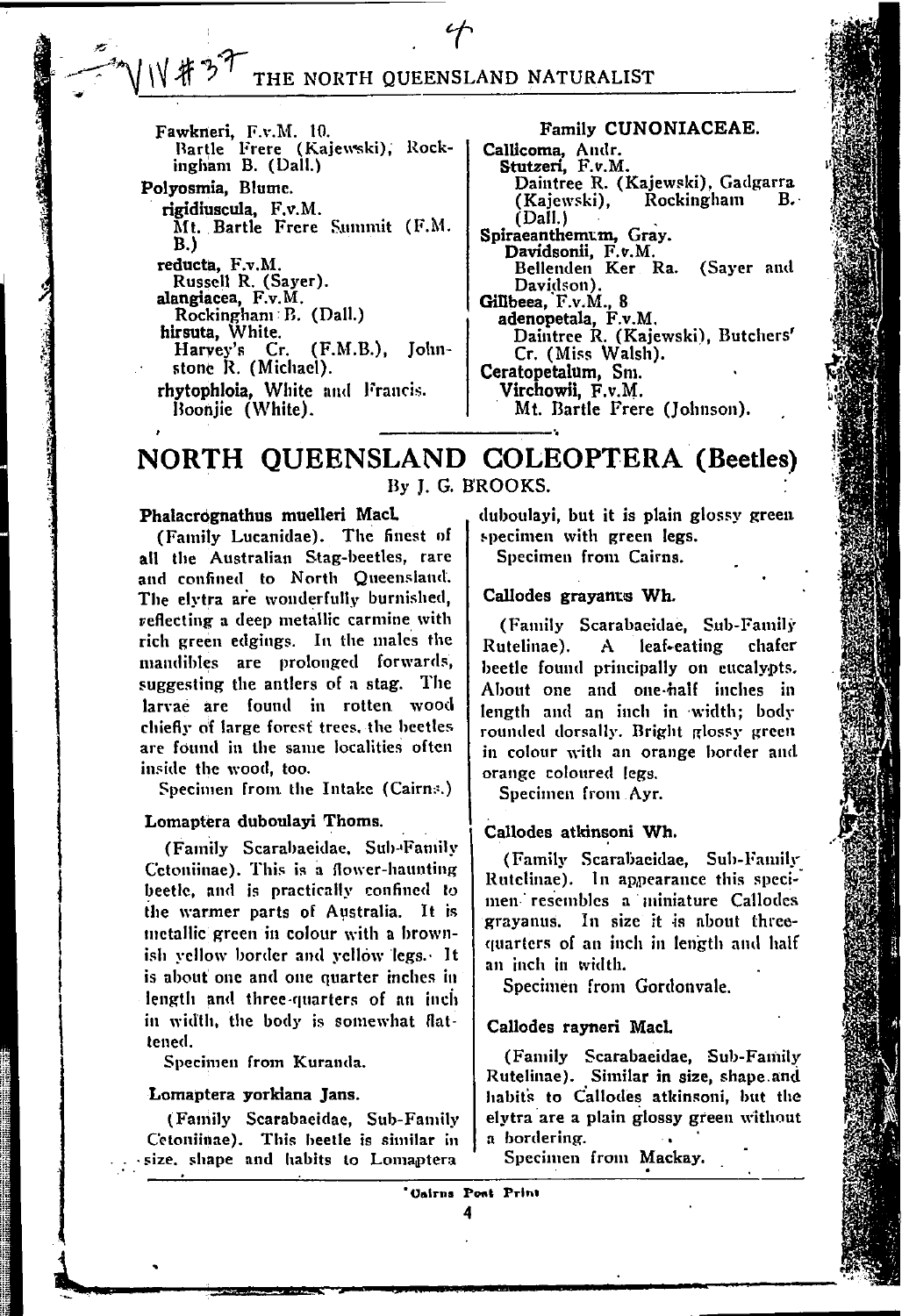Fawkneri, F.v.M. 10.
Bartle Frere (Kajewski), Rockingham B. (Dall.)

Polyosmia, Blume.
rigidiuscula, F.v.M.
Mt. Bartle Frere Summit (F.M. B.)
reducta, F.v.M.
Russell R. (Sayer).
alangiacea, F.v.M.
Rockingham B. (Dall.)
hirsuta, White.
Harvey's Cr. (F.M.B.), Johnstone R. (Michael).
rhytophloia, White and Francis.
Boonjie (White).

Family CUNONIACEAE.

Callicoma, Andr.
Stutzeri, F.v.M.
Daintree R. (Kajewski), Gadgarra (Kajewski), Rockingham B. (Dall.)

Spiraeanthemum, Gray.
Davidsonii, F.v.M.
Bellenden Ker Ra. (Sayer and Davidson).

Gillbeea, F.v.M., 8
adenopetala, F.v.M.
Daintree R. (Kajewski), Butchers' Cr. (Miss Walsh).

Ceratopetalum, Sm.
Virchowii, F.v.M.
Mt. Bartle Frere (Johnson).

# NORTH QUEENSLAND COLEOPTERA (Beetles)

By J. G. BROOKS.

**Phalacrognathus muelleri Macl.**

(Family Lucanidae). The finest of all the Australian Stag-beetles, rare and confined to North Queensland. The elytra are wonderfully burnished, reflecting a deep metallic carmine with rich green edgings. In the males the mandibles are prolonged forwards, suggesting the antlers of a stag. The larvae are found in rotten wood chiefly of large forest trees, the beetles are found in the same localities often inside the wood, too.

Specimen from the Intake (Cairns.)

**Lomaptera duboulayi Thoms.**

(Family Scarabaeidae, Sub-Family Cetoniinae). This is a flower-haunting beetle, and is practically confined to the warmer parts of Australia. It is metallic green in colour with a brownish yellow border and yellow legs. It is about one and one quarter inches in length and three-quarters of an inch in width, the body is somewhat flattened.

Specimen from Kuranda.

**Lomaptera yorkiana Jans.**

(Family Scarabaeidae, Sub-Family Cetoniinae). This beetle is similar in size, shape and habits to Lomaptera duboulayi, but it is plain glossy green specimen with green legs.

Specimen from Cairns.

**Callodes grayanus Wh.**

(Family Scarabaeidae, Sub-Family Rutelinae). A leaf-eating chafer beetle found principally on eucalypts. About one and one-half inches in length and an inch in width; body rounded dorsally. Bright glossy green in colour with an orange border and orange coloured legs.

Specimen from Ayr.

**Callodes atkinsoni Wh.**

(Family Scarabaeidae, Sub-Family Rutelinae). In appearance this specimen resembles a miniature Callodes grayanus. In size it is about three-quarters of an inch in length and half an inch in width.

Specimen from Gordonvale.

**Callodes rayneri Macl.**

(Family Scarabaeidae, Sub-Family Rutelinae). Similar in size, shape and habits to Callodes atkinsoni, but the elytra are a plain glossy green without a bordering.

Specimen from Mackay.

Cairns Post Print